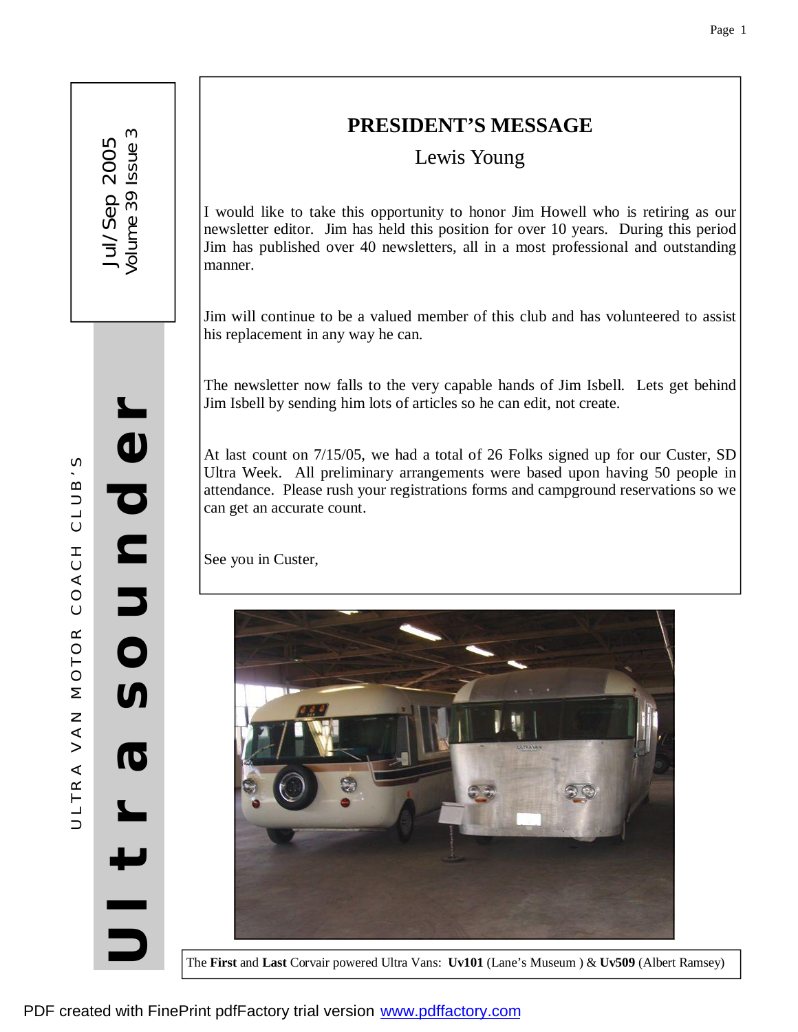ULTRA VAN MOTOR COACH CLUB'S

# Ultra sounder

Jul/Sep 2005
Volume 39 Issue 3

## PRESIDENT'S MESSAGE

Lewis Young

I would like to take this opportunity to honor Jim Howell who is retiring as our newsletter editor. Jim has held this position for over 10 years. During this period Jim has published over 40 newsletters, all in a most professional and outstanding manner.

Jim will continue to be a valued member of this club and has volunteered to assist his replacement in any way he can.

The newsletter now falls to the very capable hands of Jim Isbell. Lets get behind Jim Isbell by sending him lots of articles so he can edit, not create.

At last count on 7/15/05, we had a total of 26 Folks signed up for our Custer, SD Ultra Week. All preliminary arrangements were based upon having 50 people in attendance. Please rush your registrations forms and campground reservations so we can get an accurate count.

See you in Custer,

The **First** and **Last** Corvair powered Ultra Vans: **Uv101** (Lane's Museum ) & **Uv509** (Albert Ramsey)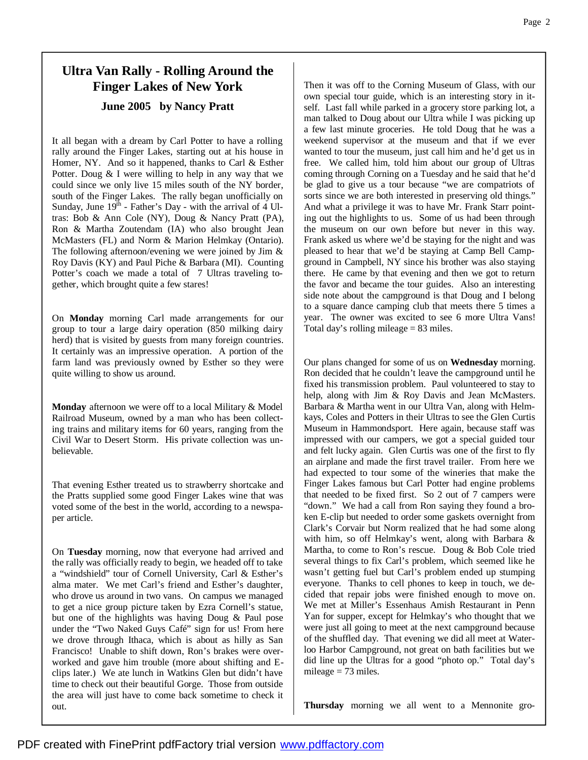## Ultra Van Rally - Rolling Around the Finger Lakes of New York

### June 2005 by Nancy Pratt

It all began with a dream by Carl Potter to have a rolling rally around the Finger Lakes, starting out at his house in Homer, NY. And so it happened, thanks to Carl & Esther Potter. Doug & I were willing to help in any way that we could since we only live 15 miles south of the NY border, south of the Finger Lakes. The rally began unofficially on Sunday, June 19th - Father's Day - with the arrival of 4 Ultras: Bob & Ann Cole (NY), Doug & Nancy Pratt (PA), Ron & Martha Zoutendam (IA) who also brought Jean McMasters (FL) and Norm & Marion Helmkay (Ontario). The following afternoon/evening we were joined by Jim & Roy Davis (KY) and Paul Piche & Barbara (MI). Counting Potter's coach we made a total of 7 Ultras traveling together, which brought quite a few stares!

On **Monday** morning Carl made arrangements for our group to tour a large dairy operation (850 milking dairy herd) that is visited by guests from many foreign countries. It certainly was an impressive operation. A portion of the farm land was previously owned by Esther so they were quite willing to show us around.

**Monday** afternoon we were off to a local Military & Model Railroad Museum, owned by a man who has been collecting trains and military items for 60 years, ranging from the Civil War to Desert Storm. His private collection was unbelievable.

That evening Esther treated us to strawberry shortcake and the Pratts supplied some good Finger Lakes wine that was voted some of the best in the world, according to a newspaper article.

On **Tuesday** morning, now that everyone had arrived and the rally was officially ready to begin, we headed off to take a "windshield" tour of Cornell University, Carl & Esther's alma mater. We met Carl's friend and Esther's daughter, who drove us around in two vans. On campus we managed to get a nice group picture taken by Ezra Cornell's statue, but one of the highlights was having Doug & Paul pose under the "Two Naked Guys Café" sign for us! From here we drove through Ithaca, which is about as hilly as San Francisco! Unable to shift down, Ron's brakes were overworked and gave him trouble (more about shifting and E-clips later.) We ate lunch in Watkins Glen but didn't have time to check out their beautiful Gorge. Those from outside the area will just have to come back sometime to check it out.

Then it was off to the Corning Museum of Glass, with our own special tour guide, which is an interesting story in itself. Last fall while parked in a grocery store parking lot, a man talked to Doug about our Ultra while I was picking up a few last minute groceries. He told Doug that he was a weekend supervisor at the museum and that if we ever wanted to tour the museum, just call him and he'd get us in free. We called him, told him about our group of Ultras coming through Corning on a Tuesday and he said that he'd be glad to give us a tour because "we are compatriots of sorts since we are both interested in preserving old things." And what a privilege it was to have Mr. Frank Starr pointing out the highlights to us. Some of us had been through the museum on our own before but never in this way. Frank asked us where we'd be staying for the night and was pleased to hear that we'd be staying at Camp Bell Campground in Campbell, NY since his brother was also staying there. He came by that evening and then we got to return the favor and became the tour guides. Also an interesting side note about the campground is that Doug and I belong to a square dance camping club that meets there 5 times a year. The owner was excited to see 6 more Ultra Vans! Total day's rolling mileage = 83 miles.

Our plans changed for some of us on **Wednesday** morning. Ron decided that he couldn't leave the campground until he fixed his transmission problem. Paul volunteered to stay to help, along with Jim & Roy Davis and Jean McMasters. Barbara & Martha went in our Ultra Van, along with Helmkays, Coles and Potters in their Ultras to see the Glen Curtis Museum in Hammondsport. Here again, because staff was impressed with our campers, we got a special guided tour and felt lucky again. Glen Curtis was one of the first to fly an airplane and made the first travel trailer. From here we had expected to tour some of the wineries that make the Finger Lakes famous but Carl Potter had engine problems that needed to be fixed first. So 2 out of 7 campers were "down." We had a call from Ron saying they found a broken E-clip but needed to order some gaskets overnight from Clark's Corvair but Norm realized that he had some along with him, so off Helmkay's went, along with Barbara & Martha, to come to Ron's rescue. Doug & Bob Cole tried several things to fix Carl's problem, which seemed like he wasn't getting fuel but Carl's problem ended up stumping everyone. Thanks to cell phones to keep in touch, we decided that repair jobs were finished enough to move on. We met at Miller's Essenhaus Amish Restaurant in Penn Yan for supper, except for Helmkay's who thought that we were just all going to meet at the next campground because of the shuffled day. That evening we did all meet at Waterloo Harbor Campground, not great on bath facilities but we did line up the Ultras for a good "photo op." Total day's mileage = 73 miles.

**Thursday** morning we all went to a Mennonite gro-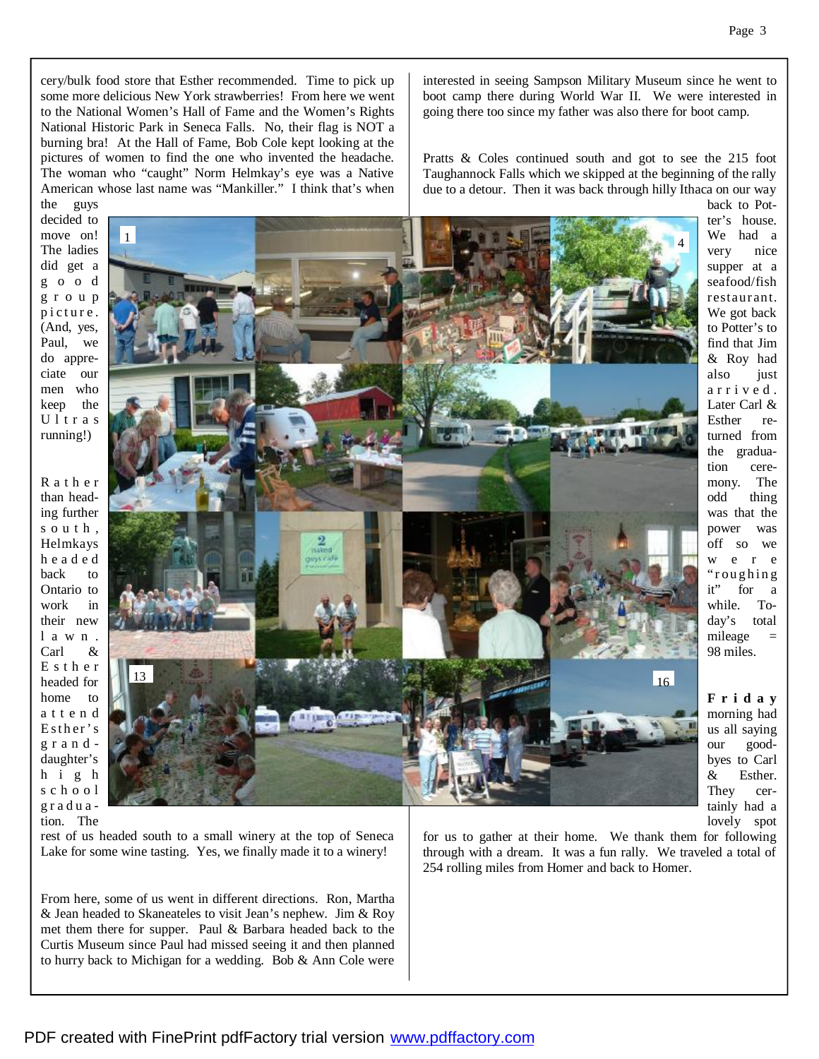cery/bulk food store that Esther recommended. Time to pick up some more delicious New York strawberries! From here we went to the National Women's Hall of Fame and the Women's Rights National Historic Park in Seneca Falls. No, their flag is NOT a burning bra! At the Hall of Fame, Bob Cole kept looking at the pictures of women to find the one who invented the headache. The woman who "caught" Norm Helmkay's eye was a Native American whose last name was "Mankiller." I think that's when the guys decided to move on! The ladies did get a good group picture. (And, yes, Paul, we do appreciate our men who keep the Ultras running!)

Rather than heading further south, Helmkays headed back to Ontario to work in their new lawn. Carl & Esther headed for home to attend Esther's granddaughter's high school graduation. The rest of us headed south to a small winery at the top of Seneca Lake for some wine tasting. Yes, we finally made it to a winery!

From here, some of us went in different directions. Ron, Martha & Jean headed to Skaneateles to visit Jean's nephew. Jim & Roy met them there for supper. Paul & Barbara headed back to the Curtis Museum since Paul had missed seeing it and then planned to hurry back to Michigan for a wedding. Bob & Ann Cole were interested in seeing Sampson Military Museum since he went to boot camp there during World War II. We were interested in going there too since my father was also there for boot camp.

Pratts & Coles continued south and got to see the 215 foot Taughannock Falls which we skipped at the beginning of the rally due to a detour. Then it was back through hilly Ithaca on our way back to Potter's house. We had a very nice supper at a seafood/fish restaurant. We got back to Potter's to find that Jim & Roy had also just arrived. Later Carl & Esther returned from the graduation ceremony. The odd thing was that the power was off so we were "roughing it" for a while. Today's total mileage = 98 miles.

**Friday** morning had us all saying our good-byes to Carl & Esther. They certainly had a lovely spot for us to gather at their home. We thank them for following through with a dream. It was a fun rally. We traveled a total of 254 rolling miles from Homer and back to Homer.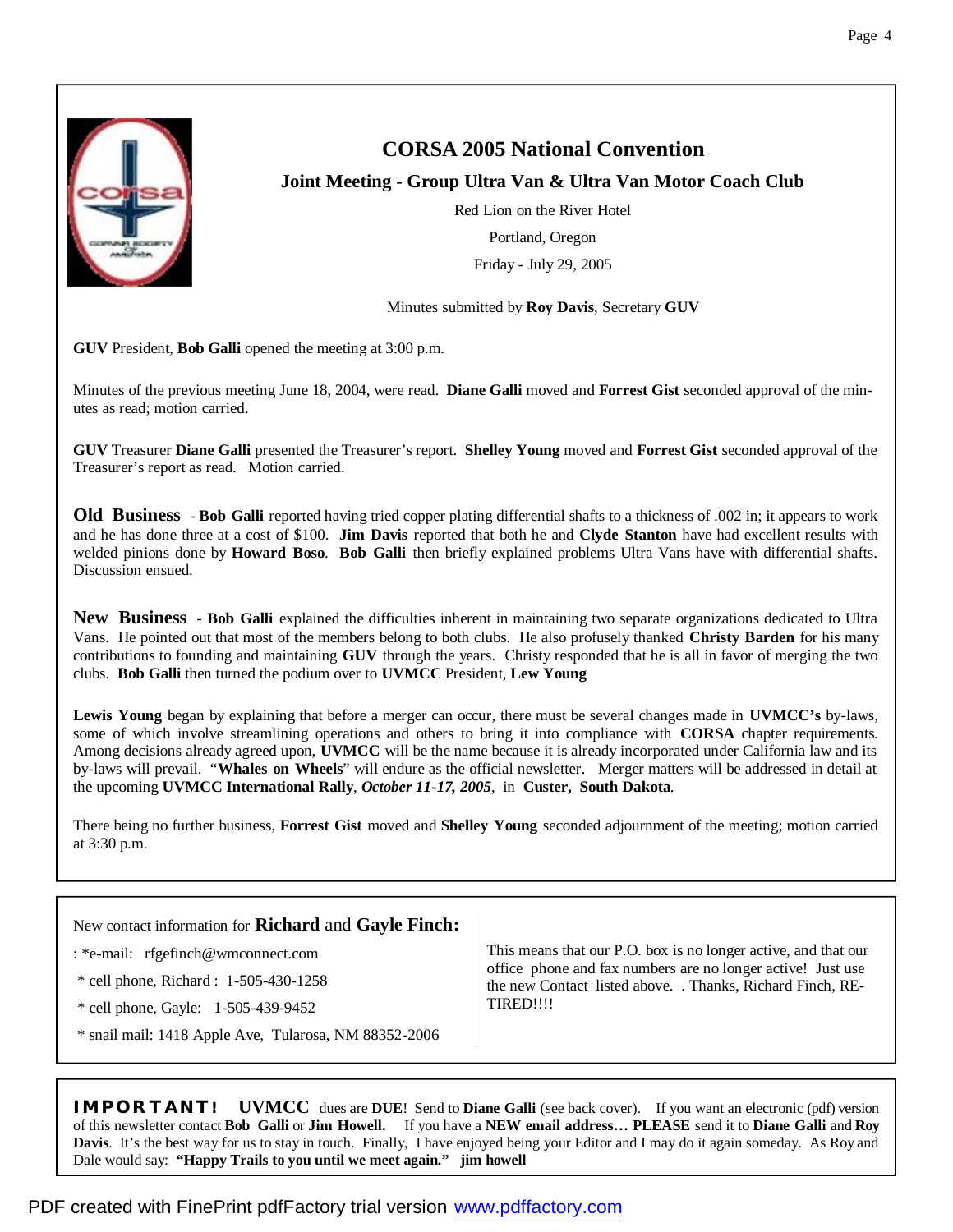# CORSA 2005 National Convention

## Joint Meeting - Group Ultra Van & Ultra Van Motor Coach Club

Red Lion on the River Hotel

Portland, Oregon

Friday - July 29, 2005

Minutes submitted by **Roy Davis**, Secretary **GUV**

**GUV** President, **Bob Galli** opened the meeting at 3:00 p.m.

Minutes of the previous meeting June 18, 2004, were read. **Diane Galli** moved and **Forrest Gist** seconded approval of the minutes as read; motion carried.

**GUV** Treasurer **Diane Galli** presented the Treasurer's report. **Shelley Young** moved and **Forrest Gist** seconded approval of the Treasurer's report as read. Motion carried.

**Old Business** - **Bob Galli** reported having tried copper plating differential shafts to a thickness of .002 in; it appears to work and he has done three at a cost of $100. **Jim Davis** reported that both he and **Clyde Stanton** have had excellent results with welded pinions done by **Howard Boso**. **Bob Galli** then briefly explained problems Ultra Vans have with differential shafts. Discussion ensued.

**New Business** - **Bob Galli** explained the difficulties inherent in maintaining two separate organizations dedicated to Ultra Vans. He pointed out that most of the members belong to both clubs. He also profusely thanked **Christy Barden** for his many contributions to founding and maintaining **GUV** through the years. Christy responded that he is all in favor of merging the two clubs. **Bob Galli** then turned the podium over to **UVMCC** President, **Lew Young**

**Lewis Young** began by explaining that before a merger can occur, there must be several changes made in **UVMCC's** by-laws, some of which involve streamlining operations and others to bring it into compliance with **CORSA** chapter requirements. Among decisions already agreed upon, **UVMCC** will be the name because it is already incorporated under California law and its by-laws will prevail. "**Whales on Wheels**" will endure as the official newsletter. Merger matters will be addressed in detail at the upcoming **UVMCC International Rally**, ***October 11-17, 2005***, in **Custer, South Dakota**.

There being no further business, **Forrest Gist** moved and **Shelley Young** seconded adjournment of the meeting; motion carried at 3:30 p.m.

---

New contact information for **Richard** and **Gayle Finch:**

: *e-mail: rfgefinch@wmconnect.com

* cell phone, Richard : 1-505-430-1258

* cell phone, Gayle: 1-505-439-9452

* snail mail: 1418 Apple Ave, Tularosa, NM 88352-2006

This means that our P.O. box is no longer active, and that our office phone and fax numbers are no longer active! Just use the new Contact listed above. . Thanks, Richard Finch, RETIRED!!!!

---

**IMPORTANT! UVMCC** dues are **DUE**! Send to **Diane Galli** (see back cover). If you want an electronic (pdf) version of this newsletter contact **Bob Galli** or **Jim Howell.** If you have a **NEW email address… PLEASE** send it to **Diane Galli** and **Roy Davis**. It's the best way for us to stay in touch. Finally, I have enjoyed being your Editor and I may do it again someday. As Roy and Dale would say: **"Happy Trails to you until we meet again." jim howell**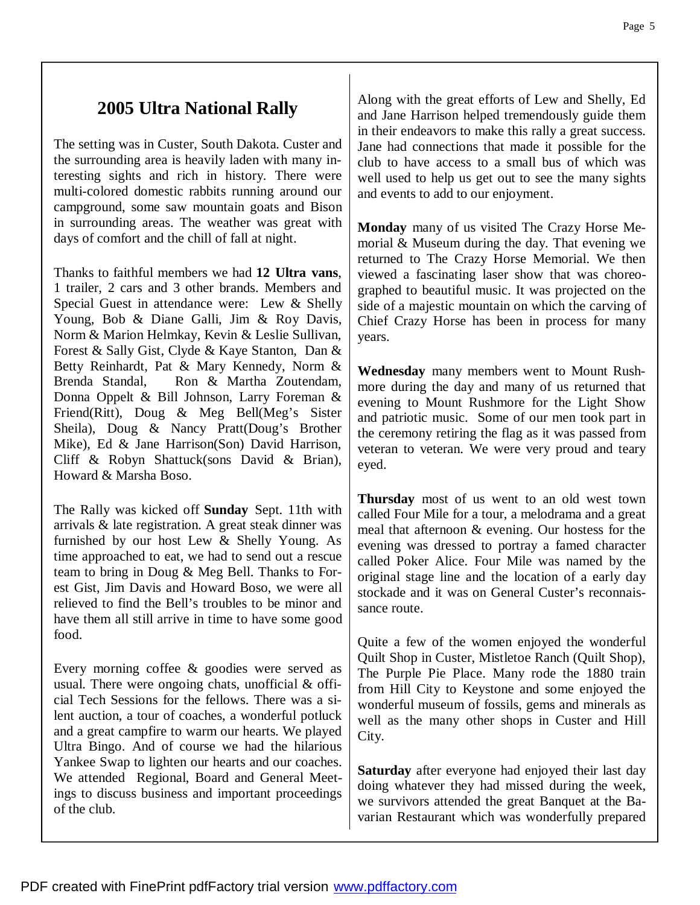## 2005 Ultra National Rally

The setting was in Custer, South Dakota. Custer and the surrounding area is heavily laden with many interesting sights and rich in history. There were multi-colored domestic rabbits running around our campground, some saw mountain goats and Bison in surrounding areas. The weather was great with days of comfort and the chill of fall at night.

Thanks to faithful members we had **12 Ultra vans**, 1 trailer, 2 cars and 3 other brands. Members and Special Guest in attendance were: Lew & Shelly Young, Bob & Diane Galli, Jim & Roy Davis, Norm & Marion Helmkay, Kevin & Leslie Sullivan, Forest & Sally Gist, Clyde & Kaye Stanton, Dan & Betty Reinhardt, Pat & Mary Kennedy, Norm & Brenda Standal, Ron & Martha Zoutendam, Donna Oppelt & Bill Johnson, Larry Foreman & Friend(Ritt), Doug & Meg Bell(Meg's Sister Sheila), Doug & Nancy Pratt(Doug's Brother Mike), Ed & Jane Harrison(Son) David Harrison, Cliff & Robyn Shattuck(sons David & Brian), Howard & Marsha Boso.

The Rally was kicked off **Sunday** Sept. 11th with arrivals & late registration. A great steak dinner was furnished by our host Lew & Shelly Young. As time approached to eat, we had to send out a rescue team to bring in Doug & Meg Bell. Thanks to Forest Gist, Jim Davis and Howard Boso, we were all relieved to find the Bell's troubles to be minor and have them all still arrive in time to have some good food.

Every morning coffee & goodies were served as usual. There were ongoing chats, unofficial & official Tech Sessions for the fellows. There was a silent auction, a tour of coaches, a wonderful potluck and a great campfire to warm our hearts. We played Ultra Bingo. And of course we had the hilarious Yankee Swap to lighten our hearts and our coaches. We attended Regional, Board and General Meetings to discuss business and important proceedings of the club.

Along with the great efforts of Lew and Shelly, Ed and Jane Harrison helped tremendously guide them in their endeavors to make this rally a great success. Jane had connections that made it possible for the club to have access to a small bus of which was well used to help us get out to see the many sights and events to add to our enjoyment.

**Monday** many of us visited The Crazy Horse Memorial & Museum during the day. That evening we returned to The Crazy Horse Memorial. We then viewed a fascinating laser show that was choreographed to beautiful music. It was projected on the side of a majestic mountain on which the carving of Chief Crazy Horse has been in process for many years.

**Wednesday** many members went to Mount Rushmore during the day and many of us returned that evening to Mount Rushmore for the Light Show and patriotic music. Some of our men took part in the ceremony retiring the flag as it was passed from veteran to veteran. We were very proud and teary eyed.

**Thursday** most of us went to an old west town called Four Mile for a tour, a melodrama and a great meal that afternoon & evening. Our hostess for the evening was dressed to portray a famed character called Poker Alice. Four Mile was named by the original stage line and the location of a early day stockade and it was on General Custer's reconnaissance route.

Quite a few of the women enjoyed the wonderful Quilt Shop in Custer, Mistletoe Ranch (Quilt Shop), The Purple Pie Place. Many rode the 1880 train from Hill City to Keystone and some enjoyed the wonderful museum of fossils, gems and minerals as well as the many other shops in Custer and Hill City.

**Saturday** after everyone had enjoyed their last day doing whatever they had missed during the week, we survivors attended the great Banquet at the Bavarian Restaurant which was wonderfully prepared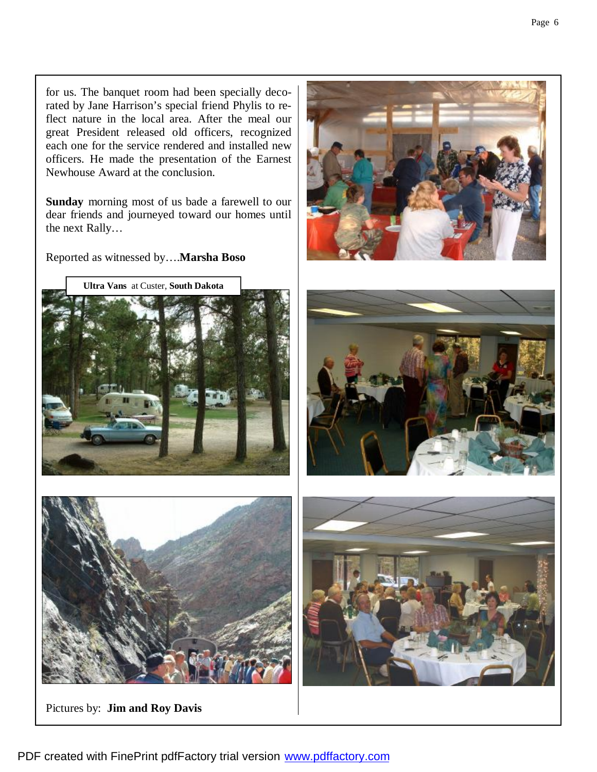for us. The banquet room had been specially decorated by Jane Harrison's special friend Phylis to reflect nature in the local area. After the meal our great President released old officers, recognized each one for the service rendered and installed new officers. He made the presentation of the Earnest Newhouse Award at the conclusion.

**Sunday** morning most of us bade a farewell to our dear friends and journeyed toward our homes until the next Rally…

Reported as witnessed by….**Marsha Boso**

**Ultra Vans** at Custer, **South Dakota**

Pictures by: **Jim and Roy Davis**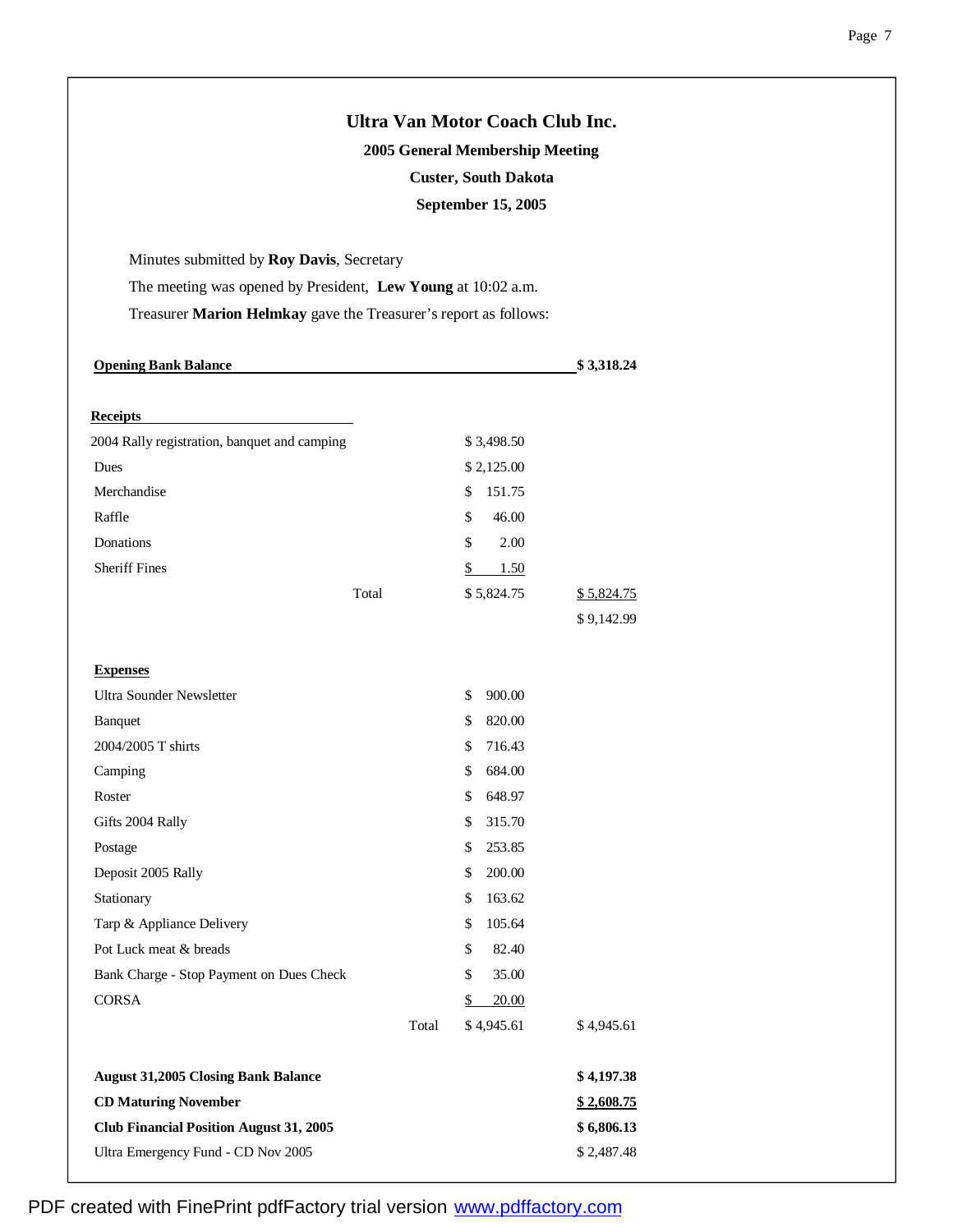# Ultra Van Motor Coach Club Inc.

**2005 General Membership Meeting**

**Custer, South Dakota**

**September 15, 2005**

Minutes submitted by **Roy Davis**, Secretary

The meeting was opened by President, **Lew Young** at 10:02 a.m.

Treasurer **Marion Helmkay** gave the Treasurer's report as follows:

| | | | |
|---|---|---|---|
| **Opening Bank Balance** | | | **$ 3,318.24** |
| **Receipts** | | | |
| 2004 Rally registration, banquet and camping | | $ 3,498.50 | |
| Dues | | $ 2,125.00 | |
| Merchandise | | $ 151.75 | |
| Raffle | | $ 46.00 | |
| Donations | | $ 2.00 | |
| Sheriff Fines | | $ 1.50 | |
| | Total | $ 5,824.75 | $ 5,824.75 |
| | | | $ 9,142.99 |
| **Expenses** | | | |
| Ultra Sounder Newsletter | | $ 900.00 | |
| Banquet | | $ 820.00 | |
| 2004/2005 T shirts | | $ 716.43 | |
| Camping | | $ 684.00 | |
| Roster | | $ 648.97 | |
| Gifts 2004 Rally | | $ 315.70 | |
| Postage | | $ 253.85 | |
| Deposit 2005 Rally | | $ 200.00 | |
| Stationary | | $ 163.62 | |
| Tarp & Appliance Delivery | | $ 105.64 | |
| Pot Luck meat & breads | | $ 82.40 | |
| Bank Charge - Stop Payment on Dues Check | | $ 35.00 | |
| CORSA | | $ 20.00 | |
| | Total | $ 4,945.61 | $ 4,945.61 |
| **August 31,2005 Closing Bank Balance** | | | **$ 4,197.38** |
| **CD Maturing November** | | | **$ 2,608.75** |
| **Club Financial Position August 31, 2005** | | | **$ 6,806.13** |
| Ultra Emergency Fund - CD Nov 2005 | | | $ 2,487.48 |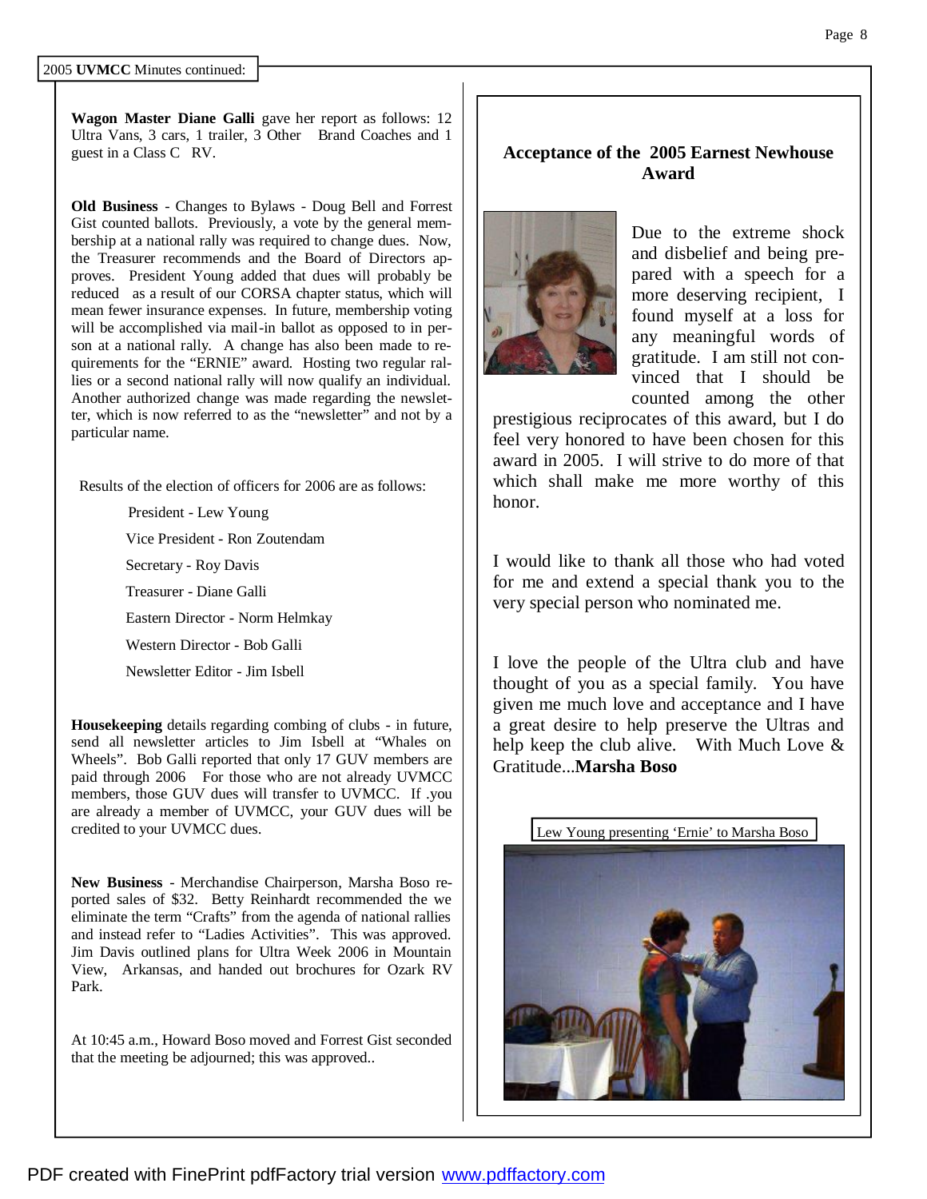2005 **UVMCC** Minutes continued:

**Wagon Master Diane Galli** gave her report as follows: 12 Ultra Vans, 3 cars, 1 trailer, 3 Other Brand Coaches and 1 guest in a Class C RV.

**Old Business** - Changes to Bylaws - Doug Bell and Forrest Gist counted ballots. Previously, a vote by the general membership at a national rally was required to change dues. Now, the Treasurer recommends and the Board of Directors approves. President Young added that dues will probably be reduced as a result of our CORSA chapter status, which will mean fewer insurance expenses. In future, membership voting will be accomplished via mail-in ballot as opposed to in person at a national rally. A change has also been made to requirements for the "ERNIE" award. Hosting two regular rallies or a second national rally will now qualify an individual. Another authorized change was made regarding the newsletter, which is now referred to as the "newsletter" and not by a particular name.

Results of the election of officers for 2006 are as follows:

- President - Lew Young
- Vice President - Ron Zoutendam
- Secretary - Roy Davis
- Treasurer - Diane Galli
- Eastern Director - Norm Helmkay
- Western Director - Bob Galli
- Newsletter Editor - Jim Isbell

**Housekeeping** details regarding combing of clubs - in future, send all newsletter articles to Jim Isbell at "Whales on Wheels". Bob Galli reported that only 17 GUV members are paid through 2006 For those who are not already UVMCC members, those GUV dues will transfer to UVMCC. If .you are already a member of UVMCC, your GUV dues will be credited to your UVMCC dues.

**New Business** - Merchandise Chairperson, Marsha Boso reported sales of $32. Betty Reinhardt recommended the we eliminate the term "Crafts" from the agenda of national rallies and instead refer to "Ladies Activities". This was approved. Jim Davis outlined plans for Ultra Week 2006 in Mountain View, Arkansas, and handed out brochures for Ozark RV Park.

At 10:45 a.m., Howard Boso moved and Forrest Gist seconded that the meeting be adjourned; this was approved..

## Acceptance of the 2005 Earnest Newhouse Award

Due to the extreme shock and disbelief and being prepared with a speech for a more deserving recipient, I found myself at a loss for any meaningful words of gratitude. I am still not convinced that I should be counted among the other prestigious reciprocates of this award, but I do feel very honored to have been chosen for this award in 2005. I will strive to do more of that which shall make me more worthy of this honor.

I would like to thank all those who had voted for me and extend a special thank you to the very special person who nominated me.

I love the people of the Ultra club and have thought of you as a special family. You have given me much love and acceptance and I have a great desire to help preserve the Ultras and help keep the club alive. With Much Love & Gratitude...**Marsha Boso**

Lew Young presenting 'Ernie' to Marsha Boso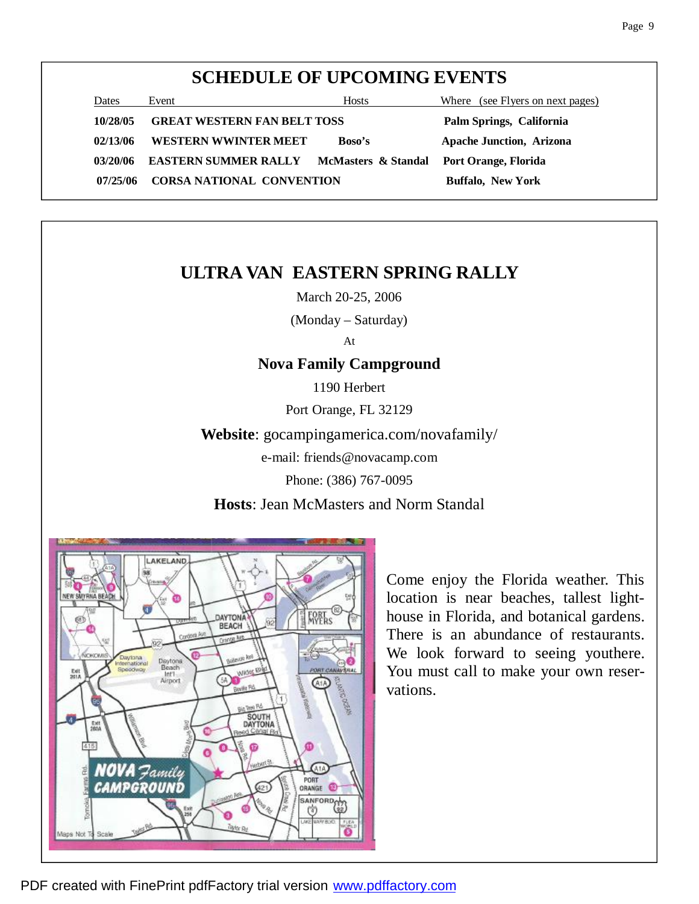## SCHEDULE OF UPCOMING EVENTS

| Dates | Event | Hosts | Where (see Flyers on next pages) |
|---|---|---|---|
| **10/28/05** | **GREAT WESTERN FAN BELT TOSS** | | **Palm Springs, California** |
| **02/13/06** | **WESTERN WWINTER MEET** | **Boso's** | **Apache Junction, Arizona** |
| **03/20/06** | **EASTERN SUMMER RALLY** | **McMasters & Standal** | **Port Orange, Florida** |
| **07/25/06** | **CORSA NATIONAL CONVENTION** | | **Buffalo, New York** |

## ULTRA VAN EASTERN SPRING RALLY

March 20-25, 2006

(Monday – Saturday)

At

**Nova Family Campground**

1190 Herbert

Port Orange, FL 32129

**Website**: gocampingamerica.com/novafamily/

e-mail: friends@novacamp.com

Phone: (386) 767-0095

**Hosts**: Jean McMasters and Norm Standal

Come enjoy the Florida weather. This location is near beaches, tallest lighthouse in Florida, and botanical gardens. There is an abundance of restaurants. We look forward to seeing youthere. You must call to make your own reservations.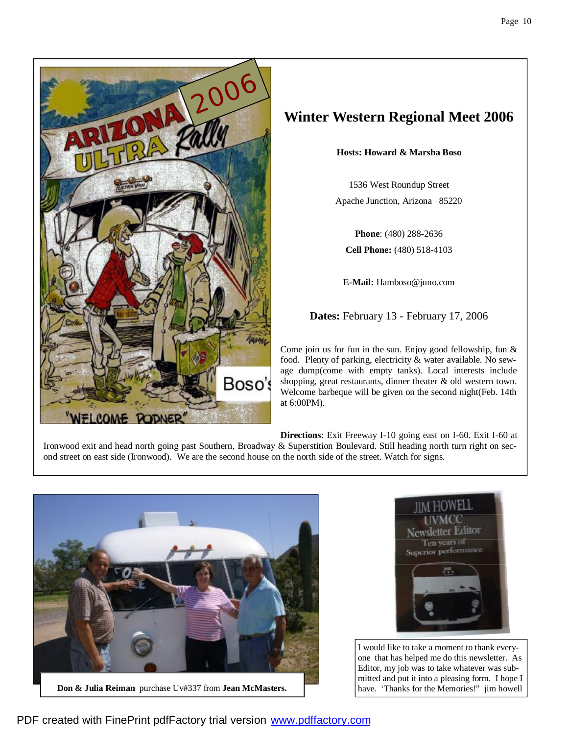## Winter Western Regional Meet 2006

**Hosts: Howard & Marsha Boso**

1536 West Roundup Street
Apache Junction, Arizona 85220

**Phone**: (480) 288-2636
**Cell Phone:** (480) 518-4103

**E-Mail:** Hamboso@juno.com

**Dates:** February 13 - February 17, 2006

Come join us for fun in the sun. Enjoy good fellowship, fun & food. Plenty of parking, electricity & water available. No sewage dump(come with empty tanks). Local interests include shopping, great restaurants, dinner theater & old western town. Welcome barbeque will be given on the second night(Feb. 14th at 6:00PM).

**Directions**: Exit Freeway I-10 going east on I-60. Exit I-60 at Ironwood exit and head north going past Southern, Broadway & Superstition Boulevard. Still heading north turn right on second street on east side (Ironwood). We are the second house on the north side of the street. Watch for signs.

**Don & Julia Reiman** purchase Uv#337 from **Jean McMasters.**

I would like to take a moment to thank everyone that has helped me do this newsletter. As Editor, my job was to take whatever was submitted and put it into a pleasing form. I hope I have. 'Thanks for the Memories!" jim howell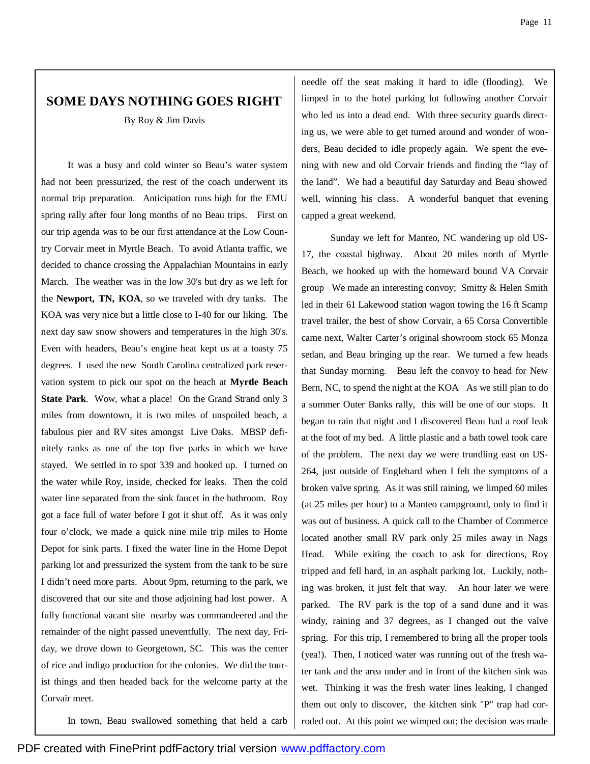## SOME DAYS NOTHING GOES RIGHT

By Roy & Jim Davis

It was a busy and cold winter so Beau's water system had not been pressurized, the rest of the coach underwent its normal trip preparation. Anticipation runs high for the EMU spring rally after four long months of no Beau trips. First on our trip agenda was to be our first attendance at the Low Country Corvair meet in Myrtle Beach. To avoid Atlanta traffic, we decided to chance crossing the Appalachian Mountains in early March. The weather was in the low 30's but dry as we left for the **Newport, TN, KOA**, so we traveled with dry tanks. The KOA was very nice but a little close to I-40 for our liking. The next day saw snow showers and temperatures in the high 30's. Even with headers, Beau's engine heat kept us at a toasty 75 degrees. I used the new South Carolina centralized park reservation system to pick our spot on the beach at **Myrtle Beach State Park**. Wow, what a place! On the Grand Strand only 3 miles from downtown, it is two miles of unspoiled beach, a fabulous pier and RV sites amongst Live Oaks. MBSP definitely ranks as one of the top five parks in which we have stayed. We settled in to spot 339 and hooked up. I turned on the water while Roy, inside, checked for leaks. Then the cold water line separated from the sink faucet in the bathroom. Roy got a face full of water before I got it shut off. As it was only four o'clock, we made a quick nine mile trip miles to Home Depot for sink parts. I fixed the water line in the Home Depot parking lot and pressurized the system from the tank to be sure I didn't need more parts. About 9pm, returning to the park, we discovered that our site and those adjoining had lost power. A fully functional vacant site nearby was commandeered and the remainder of the night passed uneventfully. The next day, Friday, we drove down to Georgetown, SC. This was the center of rice and indigo production for the colonies. We did the tourist things and then headed back for the welcome party at the Corvair meet.

In town, Beau swallowed something that held a carb needle off the seat making it hard to idle (flooding). We limped in to the hotel parking lot following another Corvair who led us into a dead end. With three security guards directing us, we were able to get turned around and wonder of wonders, Beau decided to idle properly again. We spent the evening with new and old Corvair friends and finding the "lay of the land". We had a beautiful day Saturday and Beau showed well, winning his class. A wonderful banquet that evening capped a great weekend.

Sunday we left for Manteo, NC wandering up old US-17, the coastal highway. About 20 miles north of Myrtle Beach, we hooked up with the homeward bound VA Corvair group We made an interesting convoy; Smitty & Helen Smith led in their 61 Lakewood station wagon towing the 16 ft Scamp travel trailer, the best of show Corvair, a 65 Corsa Convertible came next, Walter Carter's original showroom stock 65 Monza sedan, and Beau bringing up the rear. We turned a few heads that Sunday morning. Beau left the convoy to head for New Bern, NC, to spend the night at the KOA As we still plan to do a summer Outer Banks rally, this will be one of our stops. It began to rain that night and I discovered Beau had a roof leak at the foot of my bed. A little plastic and a bath towel took care of the problem. The next day we were trundling east on US-264, just outside of Englehard when I felt the symptoms of a broken valve spring. As it was still raining, we limped 60 miles (at 25 miles per hour) to a Manteo campground, only to find it was out of business. A quick call to the Chamber of Commerce located another small RV park only 25 miles away in Nags Head. While exiting the coach to ask for directions, Roy tripped and fell hard, in an asphalt parking lot. Luckily, nothing was broken, it just felt that way. An hour later we were parked. The RV park is the top of a sand dune and it was windy, raining and 37 degrees, as I changed out the valve spring. For this trip, I remembered to bring all the proper tools (yea!). Then, I noticed water was running out of the fresh water tank and the area under and in front of the kitchen sink was wet. Thinking it was the fresh water lines leaking, I changed them out only to discover, the kitchen sink "P" trap had corroded out. At this point we wimped out; the decision was made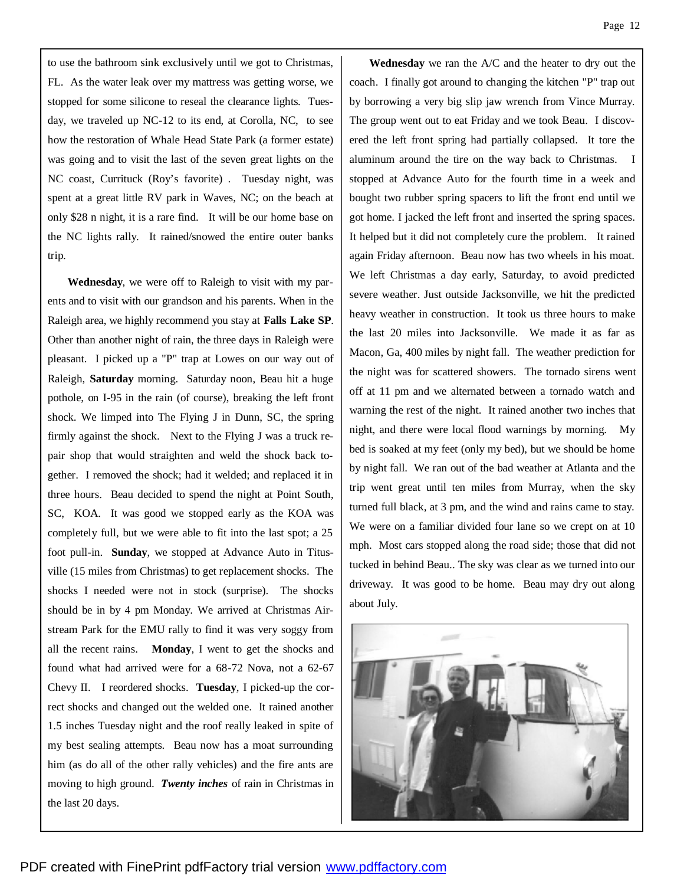to use the bathroom sink exclusively until we got to Christmas, FL. As the water leak over my mattress was getting worse, we stopped for some silicone to reseal the clearance lights. Tuesday, we traveled up NC-12 to its end, at Corolla, NC, to see how the restoration of Whale Head State Park (a former estate) was going and to visit the last of the seven great lights on the NC coast, Currituck (Roy's favorite) . Tuesday night, was spent at a great little RV park in Waves, NC; on the beach at only $28 n night, it is a rare find. It will be our home base on the NC lights rally. It rained/snowed the entire outer banks trip.

**Wednesday**, we were off to Raleigh to visit with my parents and to visit with our grandson and his parents. When in the Raleigh area, we highly recommend you stay at **Falls Lake SP**. Other than another night of rain, the three days in Raleigh were pleasant. I picked up a "P" trap at Lowes on our way out of Raleigh, **Saturday** morning. Saturday noon, Beau hit a huge pothole, on I-95 in the rain (of course), breaking the left front shock. We limped into The Flying J in Dunn, SC, the spring firmly against the shock. Next to the Flying J was a truck repair shop that would straighten and weld the shock back together. I removed the shock; had it welded; and replaced it in three hours. Beau decided to spend the night at Point South, SC, KOA. It was good we stopped early as the KOA was completely full, but we were able to fit into the last spot; a 25 foot pull-in. **Sunday**, we stopped at Advance Auto in Titusville (15 miles from Christmas) to get replacement shocks. The shocks I needed were not in stock (surprise). The shocks should be in by 4 pm Monday. We arrived at Christmas Airstream Park for the EMU rally to find it was very soggy from all the recent rains. **Monday**, I went to get the shocks and found what had arrived were for a 68-72 Nova, not a 62-67 Chevy II. I reordered shocks. **Tuesday**, I picked-up the correct shocks and changed out the welded one. It rained another 1.5 inches Tuesday night and the roof really leaked in spite of my best sealing attempts. Beau now has a moat surrounding him (as do all of the other rally vehicles) and the fire ants are moving to high ground. ***Twenty inches*** of rain in Christmas in the last 20 days.

**Wednesday** we ran the A/C and the heater to dry out the coach. I finally got around to changing the kitchen "P" trap out by borrowing a very big slip jaw wrench from Vince Murray. The group went out to eat Friday and we took Beau. I discovered the left front spring had partially collapsed. It tore the aluminum around the tire on the way back to Christmas. I stopped at Advance Auto for the fourth time in a week and bought two rubber spring spacers to lift the front end until we got home. I jacked the left front and inserted the spring spaces. It helped but it did not completely cure the problem. It rained again Friday afternoon. Beau now has two wheels in his moat. We left Christmas a day early, Saturday, to avoid predicted severe weather. Just outside Jacksonville, we hit the predicted heavy weather in construction. It took us three hours to make the last 20 miles into Jacksonville. We made it as far as Macon, Ga, 400 miles by night fall. The weather prediction for the night was for scattered showers. The tornado sirens went off at 11 pm and we alternated between a tornado watch and warning the rest of the night. It rained another two inches that night, and there were local flood warnings by morning. My bed is soaked at my feet (only my bed), but we should be home by night fall. We ran out of the bad weather at Atlanta and the trip went great until ten miles from Murray, when the sky turned full black, at 3 pm, and the wind and rains came to stay. We were on a familiar divided four lane so we crept on at 10 mph. Most cars stopped along the road side; those that did not tucked in behind Beau.. The sky was clear as we turned into our driveway. It was good to be home. Beau may dry out along about July.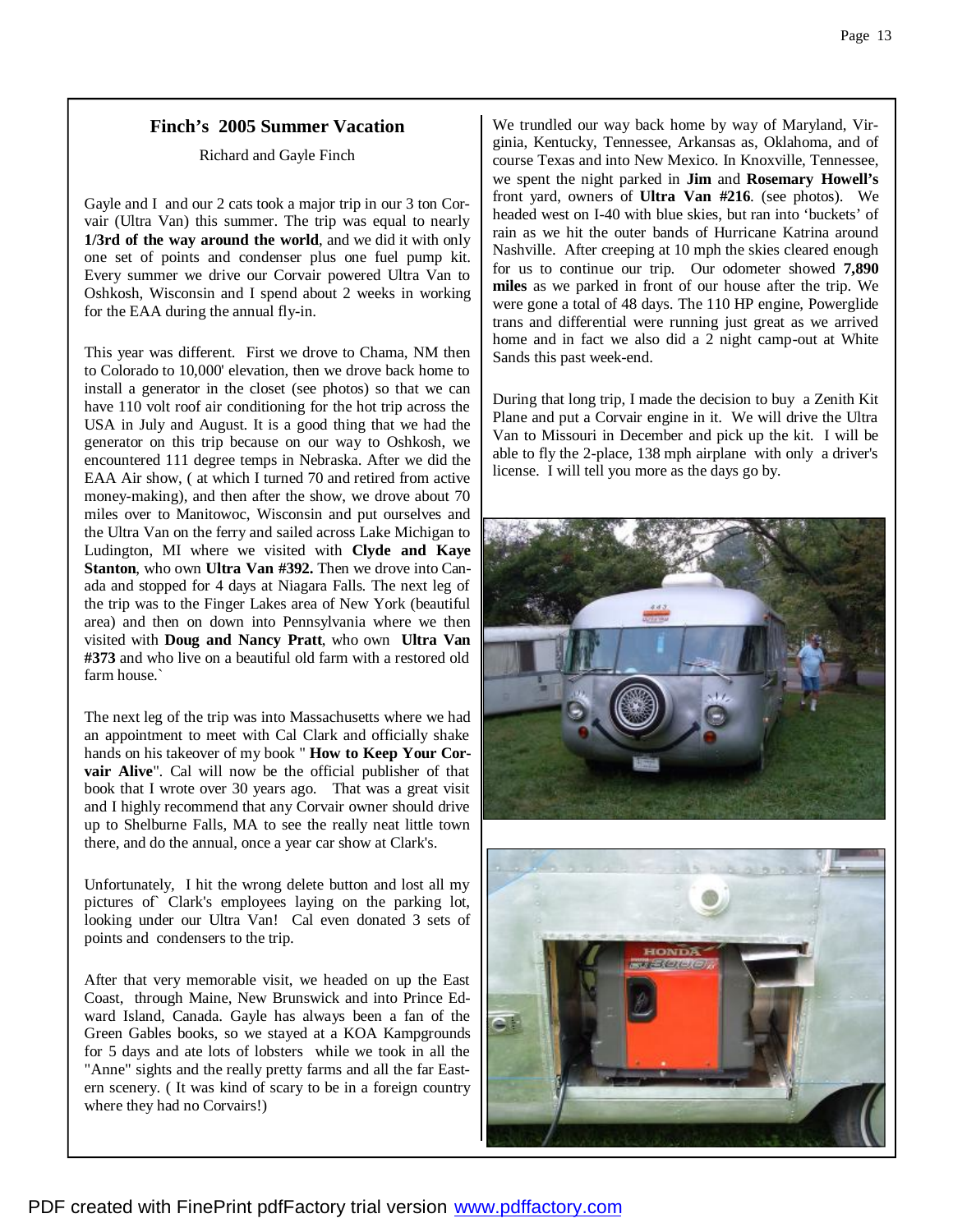## Finch's 2005 Summer Vacation

Richard and Gayle Finch

Gayle and I and our 2 cats took a major trip in our 3 ton Corvair (Ultra Van) this summer. The trip was equal to nearly **1/3rd of the way around the world**, and we did it with only one set of points and condenser plus one fuel pump kit. Every summer we drive our Corvair powered Ultra Van to Oshkosh, Wisconsin and I spend about 2 weeks in working for the EAA during the annual fly-in.

This year was different. First we drove to Chama, NM then to Colorado to 10,000' elevation, then we drove back home to install a generator in the closet (see photos) so that we can have 110 volt roof air conditioning for the hot trip across the USA in July and August. It is a good thing that we had the generator on this trip because on our way to Oshkosh, we encountered 111 degree temps in Nebraska. After we did the EAA Air show, ( at which I turned 70 and retired from active money-making), and then after the show, we drove about 70 miles over to Manitowoc, Wisconsin and put ourselves and the Ultra Van on the ferry and sailed across Lake Michigan to Ludington, MI where we visited with **Clyde and Kaye Stanton**, who own **Ultra Van #392.** Then we drove into Canada and stopped for 4 days at Niagara Falls. The next leg of the trip was to the Finger Lakes area of New York (beautiful area) and then on down into Pennsylvania where we then visited with **Doug and Nancy Pratt**, who own **Ultra Van #373** and who live on a beautiful old farm with a restored old farm house.`

The next leg of the trip was into Massachusetts where we had an appointment to meet with Cal Clark and officially shake hands on his takeover of my book " **How to Keep Your Corvair Alive**". Cal will now be the official publisher of that book that I wrote over 30 years ago. That was a great visit and I highly recommend that any Corvair owner should drive up to Shelburne Falls, MA to see the really neat little town there, and do the annual, once a year car show at Clark's.

Unfortunately, I hit the wrong delete button and lost all my pictures of` Clark's employees laying on the parking lot, looking under our Ultra Van! Cal even donated 3 sets of points and condensers to the trip.

After that very memorable visit, we headed on up the East Coast, through Maine, New Brunswick and into Prince Edward Island, Canada. Gayle has always been a fan of the Green Gables books, so we stayed at a KOA Kampgrounds for 5 days and ate lots of lobsters while we took in all the "Anne" sights and the really pretty farms and all the far Eastern scenery. ( It was kind of scary to be in a foreign country where they had no Corvairs!)

We trundled our way back home by way of Maryland, Virginia, Kentucky, Tennessee, Arkansas as, Oklahoma, and of course Texas and into New Mexico. In Knoxville, Tennessee, we spent the night parked in **Jim** and **Rosemary Howell's** front yard, owners of **Ultra Van #216**. (see photos). We headed west on I-40 with blue skies, but ran into 'buckets' of rain as we hit the outer bands of Hurricane Katrina around Nashville. After creeping at 10 mph the skies cleared enough for us to continue our trip. Our odometer showed **7,890 miles** as we parked in front of our house after the trip. We were gone a total of 48 days. The 110 HP engine, Powerglide trans and differential were running just great as we arrived home and in fact we also did a 2 night camp-out at White Sands this past week-end.

During that long trip, I made the decision to buy a Zenith Kit Plane and put a Corvair engine in it. We will drive the Ultra Van to Missouri in December and pick up the kit. I will be able to fly the 2-place, 138 mph airplane with only a driver's license. I will tell you more as the days go by.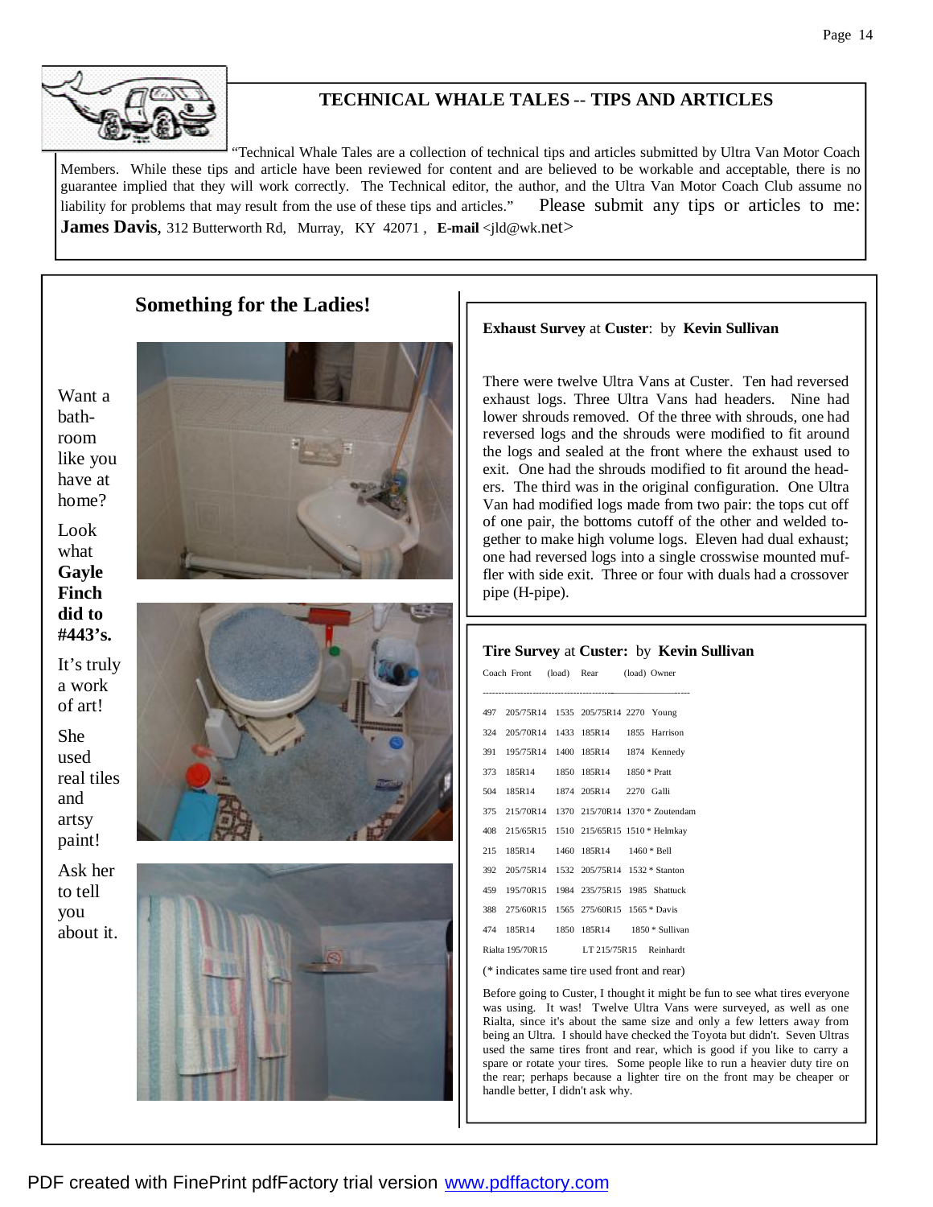## TECHNICAL WHALE TALES -- TIPS AND ARTICLES

"Technical Whale Tales are a collection of technical tips and articles submitted by Ultra Van Motor Coach Members. While these tips and article have been reviewed for content and are believed to be workable and acceptable, there is no guarantee implied that they will work correctly. The Technical editor, the author, and the Ultra Van Motor Coach Club assume no liability for problems that may result from the use of these tips and articles." Please submit any tips or articles to me: **James Davis**, 312 Butterworth Rd, Murray, KY 42071 , **E-mail** <jld@wk.net>

## Something for the Ladies!

Want a bathroom like you have at home?

Look what **Gayle Finch did to #443's.**

It's truly a work of art!

She used real tiles and artsy paint!

Ask her to tell you about it.

### Exhaust Survey at Custer: by Kevin Sullivan

There were twelve Ultra Vans at Custer. Ten had reversed exhaust logs. Three Ultra Vans had headers. Nine had lower shrouds removed. Of the three with shrouds, one had reversed logs and the shrouds were modified to fit around the logs and sealed at the front where the exhaust used to exit. One had the shrouds modified to fit around the headers. The third was in the original configuration. One Ultra Van had modified logs made from two pair: the tops cut off of one pair, the bottoms cutoff of the other and welded together to make high volume logs. Eleven had dual exhaust; one had reversed logs into a single crosswise mounted muffler with side exit. Three or four with duals had a crossover pipe (H-pipe).

### Tire Survey at Custer: by Kevin Sullivan

| Coach | Front | (load) | Rear | (load) | Owner |
|---|---|---|---|---|---|
| 497 | 205/75R14 | 1535 | 205/75R14 | 2270 | Young |
| 324 | 205/70R14 | 1433 | 185R14 | 1855 | Harrison |
| 391 | 195/75R14 | 1400 | 185R14 | 1874 | Kennedy |
| 373 | 185R14 | 1850 | 185R14 | 1850 * | Pratt |
| 504 | 185R14 | 1874 | 205R14 | 2270 | Galli |
| 375 | 215/70R14 | 1370 | 215/70R14 | 1370 * | Zoutendam |
| 408 | 215/65R15 | 1510 | 215/65R15 | 1510 * | Helmkay |
| 215 | 185R14 | 1460 | 185R14 | 1460 * | Bell |
| 392 | 205/75R14 | 1532 | 205/75R14 | 1532 * | Stanton |
| 459 | 195/70R15 | 1984 | 235/75R15 | 1985 | Shattuck |
| 388 | 275/60R15 | 1565 | 275/60R15 | 1565 * | Davis |
| 474 | 185R14 | 1850 | 185R14 | 1850 * | Sullivan |
| Rialta | 195/70R15 | | LT 215/75R15 | | Reinhardt |

(* indicates same tire used front and rear)

Before going to Custer, I thought it might be fun to see what tires everyone was using. It was! Twelve Ultra Vans were surveyed, as well as one Rialta, since it's about the same size and only a few letters away from being an Ultra. I should have checked the Toyota but didn't. Seven Ultras used the same tires front and rear, which is good if you like to carry a spare or rotate your tires. Some people like to run a heavier duty tire on the rear; perhaps because a lighter tire on the front may be cheaper or handle better, I didn't ask why.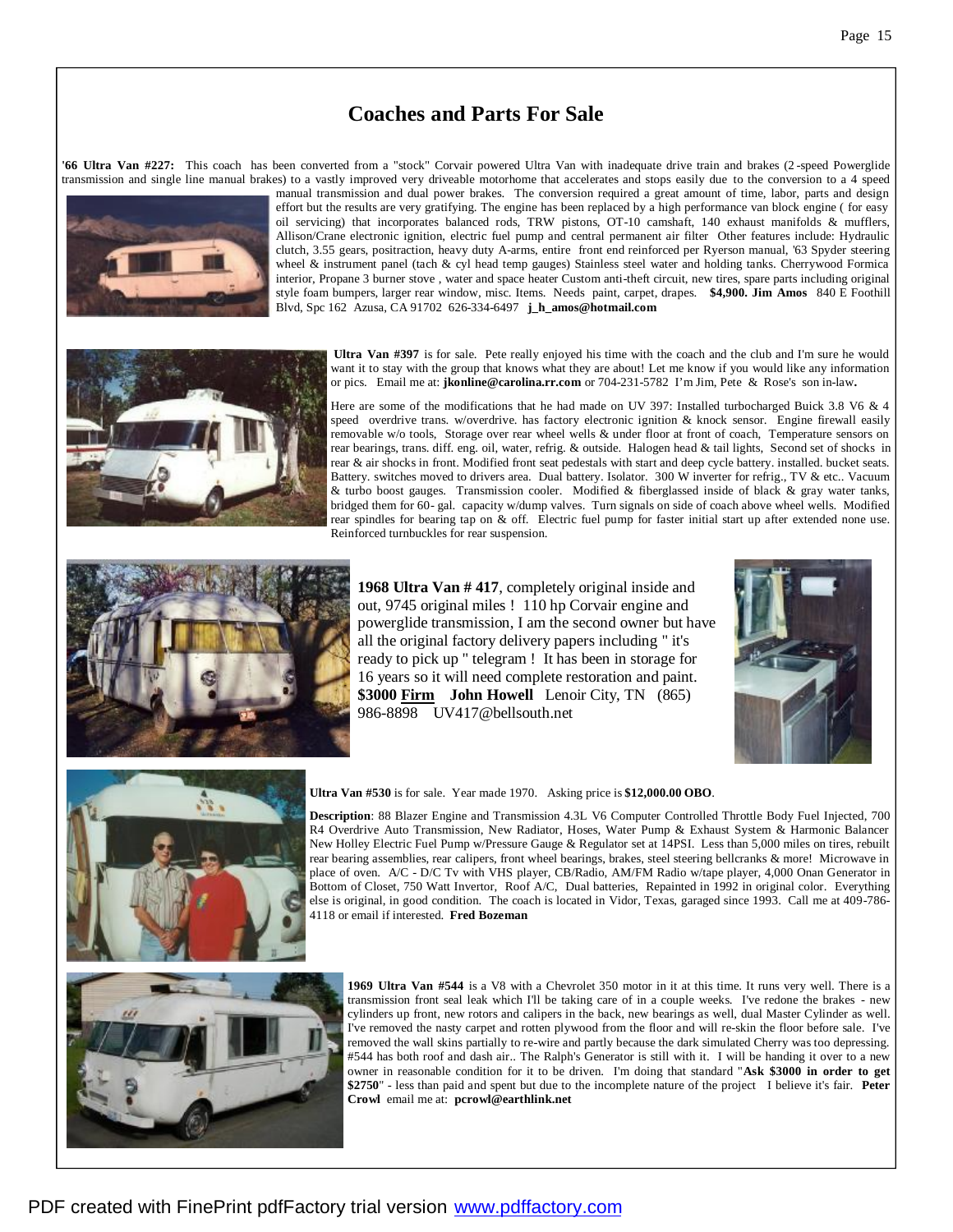# Coaches and Parts For Sale

**'66 Ultra Van #227:** This coach has been converted from a "stock" Corvair powered Ultra Van with inadequate drive train and brakes (2-speed Powerglide transmission and single line manual brakes) to a vastly improved very driveable motorhome that accelerates and stops easily due to the conversion to a 4 speed manual transmission and dual power brakes. The conversion required a great amount of time, labor, parts and design effort but the results are very gratifying. The engine has been replaced by a high performance van block engine ( for easy oil servicing) that incorporates balanced rods, TRW pistons, OT-10 camshaft, 140 exhaust manifolds & mufflers, Allison/Crane electronic ignition, electric fuel pump and central permanent air filter Other features include: Hydraulic clutch, 3.55 gears, positraction, heavy duty A-arms, entire front end reinforced per Ryerson manual, '63 Spyder steering wheel & instrument panel (tach & cyl head temp gauges) Stainless steel water and holding tanks. Cherrywood Formica interior, Propane 3 burner stove , water and space heater Custom anti-theft circuit, new tires, spare parts including original style foam bumpers, larger rear window, misc. Items. Needs paint, carpet, drapes. **$4,900. Jim Amos** 840 E Foothill Blvd, Spc 162 Azusa, CA 91702 626-334-6497 **j_h_amos@hotmail.com**

**Ultra Van #397** is for sale. Pete really enjoyed his time with the coach and the club and I'm sure he would want it to stay with the group that knows what they are about! Let me know if you would like any information or pics. Email me at: **jkonline@carolina.rr.com** or 704-231-5782 I'm Jim, Pete & Rose's son in-law**.**

Here are some of the modifications that he had made on UV 397: Installed turbocharged Buick 3.8 V6 & 4 speed overdrive trans. w/overdrive. has factory electronic ignition & knock sensor. Engine firewall easily removable w/o tools, Storage over rear wheel wells & under floor at front of coach, Temperature sensors on rear bearings, trans. diff. eng. oil, water, refrig. & outside. Halogen head & tail lights, Second set of shocks in rear & air shocks in front. Modified front seat pedestals with start and deep cycle battery. installed. bucket seats. Battery. switches moved to drivers area. Dual battery. Isolator. 300 W inverter for refrig., TV & etc.. Vacuum & turbo boost gauges. Transmission cooler. Modified & fiberglassed inside of black & gray water tanks, bridged them for 60- gal. capacity w/dump valves. Turn signals on side of coach above wheel wells. Modified rear spindles for bearing tap on & off. Electric fuel pump for faster initial start up after extended none use. Reinforced turnbuckles for rear suspension.

**1968 Ultra Van # 417**, completely original inside and out, 9745 original miles ! 110 hp Corvair engine and powerglide transmission, I am the second owner but have all the original factory delivery papers including " it's ready to pick up " telegram ! It has been in storage for 16 years so it will need complete restoration and paint. **$3000 Firm John Howell** Lenoir City, TN (865) 986-8898 UV417@bellsouth.net

**Ultra Van #530** is for sale. Year made 1970. Asking price is **$12,000.00 OBO**.

**Description**: 88 Blazer Engine and Transmission 4.3L V6 Computer Controlled Throttle Body Fuel Injected, 700 R4 Overdrive Auto Transmission, New Radiator, Hoses, Water Pump & Exhaust System & Harmonic Balancer New Holley Electric Fuel Pump w/Pressure Gauge & Regulator set at 14PSI. Less than 5,000 miles on tires, rebuilt rear bearing assemblies, rear calipers, front wheel bearings, brakes, steel steering bellcranks & more! Microwave in place of oven. A/C - D/C Tv with VHS player, CB/Radio, AM/FM Radio w/tape player, 4,000 Onan Generator in Bottom of Closet, 750 Watt Invertor, Roof A/C, Dual batteries, Repainted in 1992 in original color. Everything else is original, in good condition. The coach is located in Vidor, Texas, garaged since 1993. Call me at 409-786-4118 or email if interested. **Fred Bozeman**

**1969 Ultra Van #544** is a V8 with a Chevrolet 350 motor in it at this time. It runs very well. There is a transmission front seal leak which I'll be taking care of in a couple weeks. I've redone the brakes - new cylinders up front, new rotors and calipers in the back, new bearings as well, dual Master Cylinder as well. I've removed the nasty carpet and rotten plywood from the floor and will re-skin the floor before sale. I've removed the wall skins partially to re-wire and partly because the dark simulated Cherry was too depressing. #544 has both roof and dash air.. The Ralph's Generator is still with it. I will be handing it over to a new owner in reasonable condition for it to be driven. I'm doing that standard "**Ask $3000 in order to get $2750**" - less than paid and spent but due to the incomplete nature of the project I believe it's fair. **Peter Crowl** email me at: **pcrowl@earthlink.net**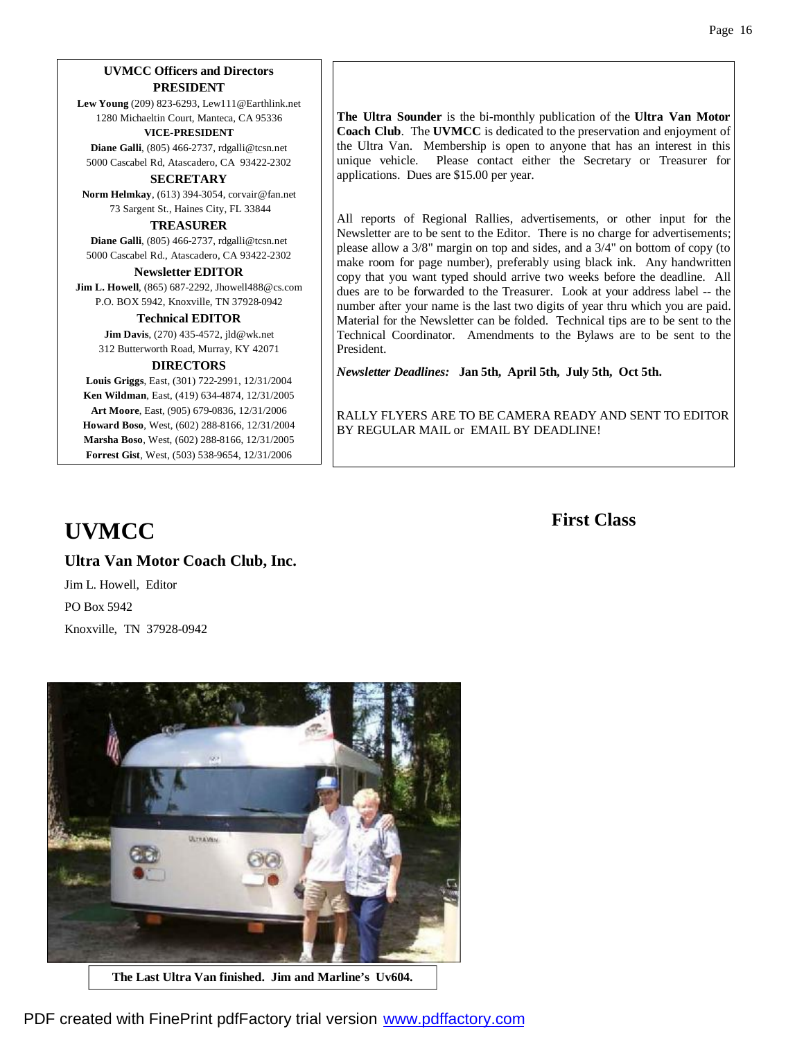**UVMCC Officers and Directors**

**PRESIDENT**

**Lew Young** (209) 823-6293, Lew111@Earthlink.net
1280 Michaeltin Court, Manteca, CA 95336

**VICE-PRESIDENT**

**Diane Galli**, (805) 466-2737, rdgalli@tcsn.net
5000 Cascabel Rd, Atascadero, CA 93422-2302

**SECRETARY**

**Norm Helmkay**, (613) 394-3054, corvair@fan.net
73 Sargent St., Haines City, FL 33844

**TREASURER**

**Diane Galli**, (805) 466-2737, rdgalli@tcsn.net
5000 Cascabel Rd., Atascadero, CA 93422-2302

**Newsletter EDITOR**

**Jim L. Howell**, (865) 687-2292, Jhowell488@cs.com
P.O. BOX 5942, Knoxville, TN 37928-0942

**Technical EDITOR**

**Jim Davis**, (270) 435-4572, jld@wk.net
312 Butterworth Road, Murray, KY 42071

**DIRECTORS**

**Louis Griggs**, East, (301) 722-2991, 12/31/2004
**Ken Wildman**, East, (419) 634-4874, 12/31/2005
**Art Moore**, East, (905) 679-0836, 12/31/2006
**Howard Boso**, West, (602) 288-8166, 12/31/2004
**Marsha Boso**, West, (602) 288-8166, 12/31/2005
**Forrest Gist**, West, (503) 538-9654, 12/31/2006

**The Ultra Sounder** is the bi-monthly publication of the **Ultra Van Motor Coach Club**. The **UVMCC** is dedicated to the preservation and enjoyment of the Ultra Van. Membership is open to anyone that has an interest in this unique vehicle. Please contact either the Secretary or Treasurer for applications. Dues are $15.00 per year.

All reports of Regional Rallies, advertisements, or other input for the Newsletter are to be sent to the Editor. There is no charge for advertisements; please allow a 3/8" margin on top and sides, and a 3/4" on bottom of copy (to make room for page number), preferably using black ink. Any handwritten copy that you want typed should arrive two weeks before the deadline. All dues are to be forwarded to the Treasurer. Look at your address label -- the number after your name is the last two digits of year thru which you are paid. Material for the Newsletter can be folded. Technical tips are to be sent to the Technical Coordinator. Amendments to the Bylaws are to be sent to the President.

***Newsletter Deadlines:*** **Jan 5th, April 5th, July 5th, Oct 5th.**

RALLY FLYERS ARE TO BE CAMERA READY AND SENT TO EDITOR BY REGULAR MAIL or EMAIL BY DEADLINE!

# UVMCC

**First Class**

## Ultra Van Motor Coach Club, Inc.

Jim L. Howell, Editor
PO Box 5942
Knoxville, TN 37928-0942

**The Last Ultra Van finished. Jim and Marline's Uv604.**